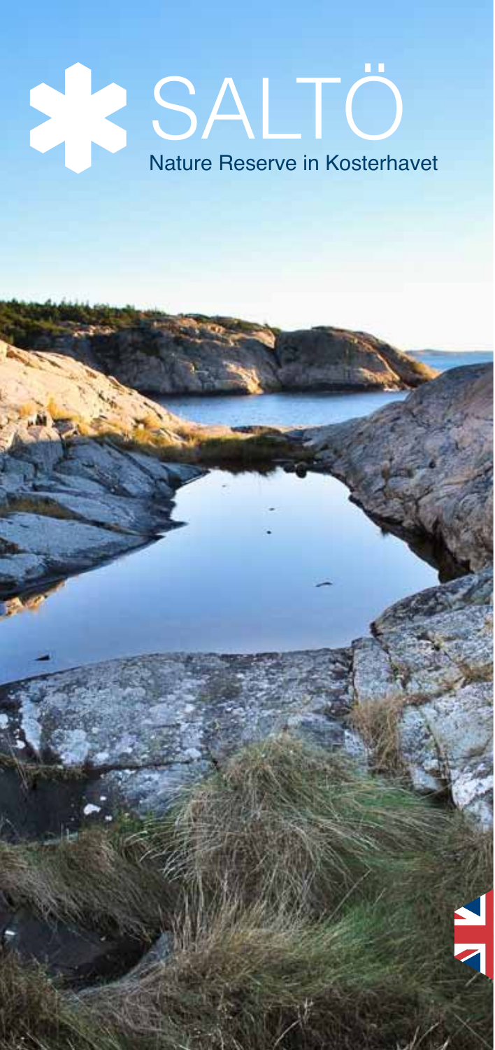# SALTÖ

Nature Reserve in Kosterhavet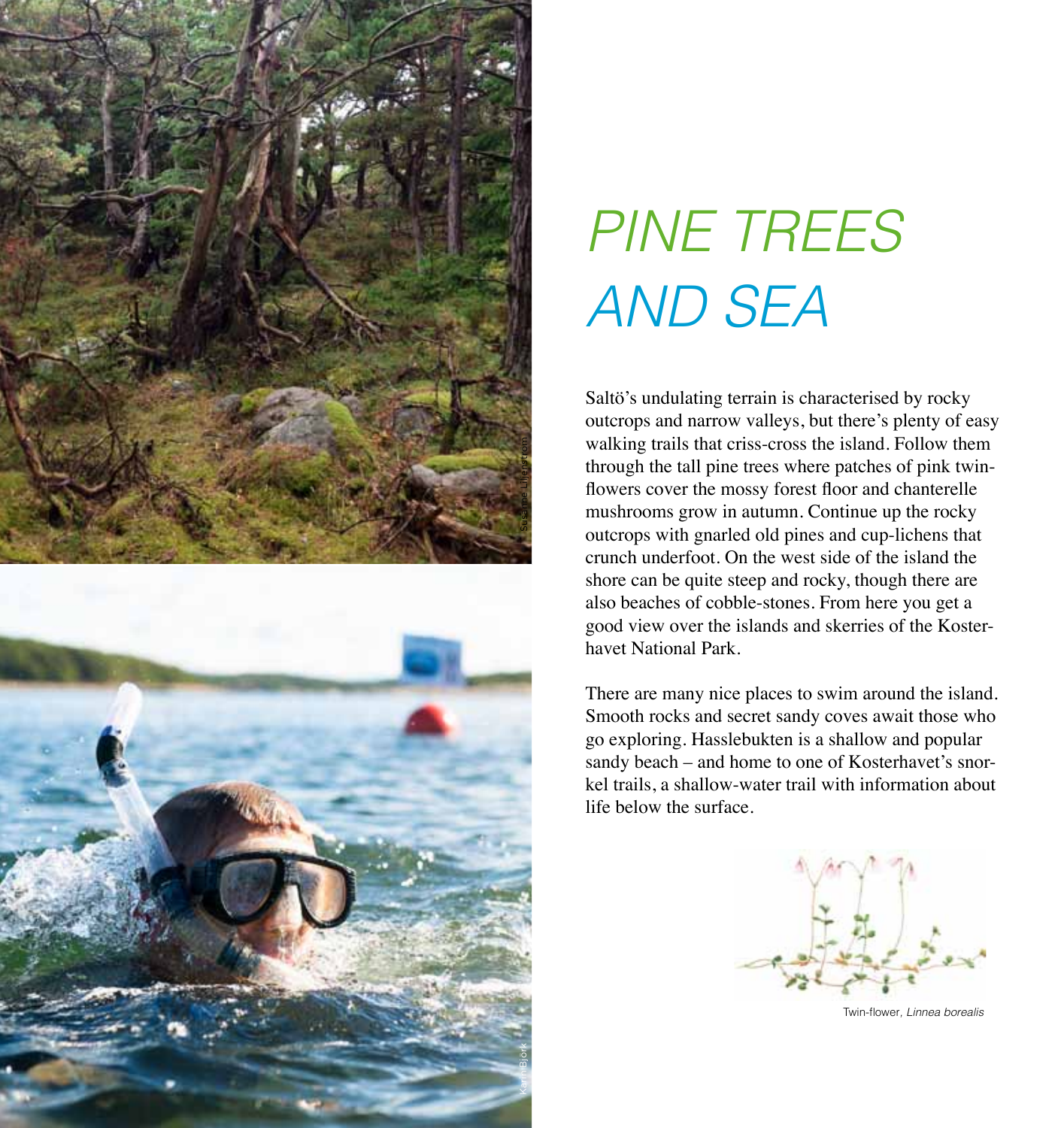# PINE TREES AND SEA

Saltö's undulating terrain is characterised by rocky outcrops and narrow valleys, but there's plenty of easy walking trails that criss-cross the island. Follow them through the tall pine trees where patches of pink twin-flowers cover the mossy forest floor and chanterelle mushrooms grow in autumn. Continue up the rocky outcrops with gnarled old pines and cup-lichens that crunch underfoot. On the west side of the island the shore can be quite steep and rocky, though there are also beaches of cobble-stones. From here you get a good view over the islands and skerries of the Kosterhavet National Park.

There are many nice places to swim around the island. Smooth rocks and secret sandy coves await those who go exploring. Hasslebukten is a shallow and popular sandy beach – and home to one of Kosterhavet's snorkel trails, a shallow-water trail with information about life below the surface.

Twin-flower, *Linnea borealis*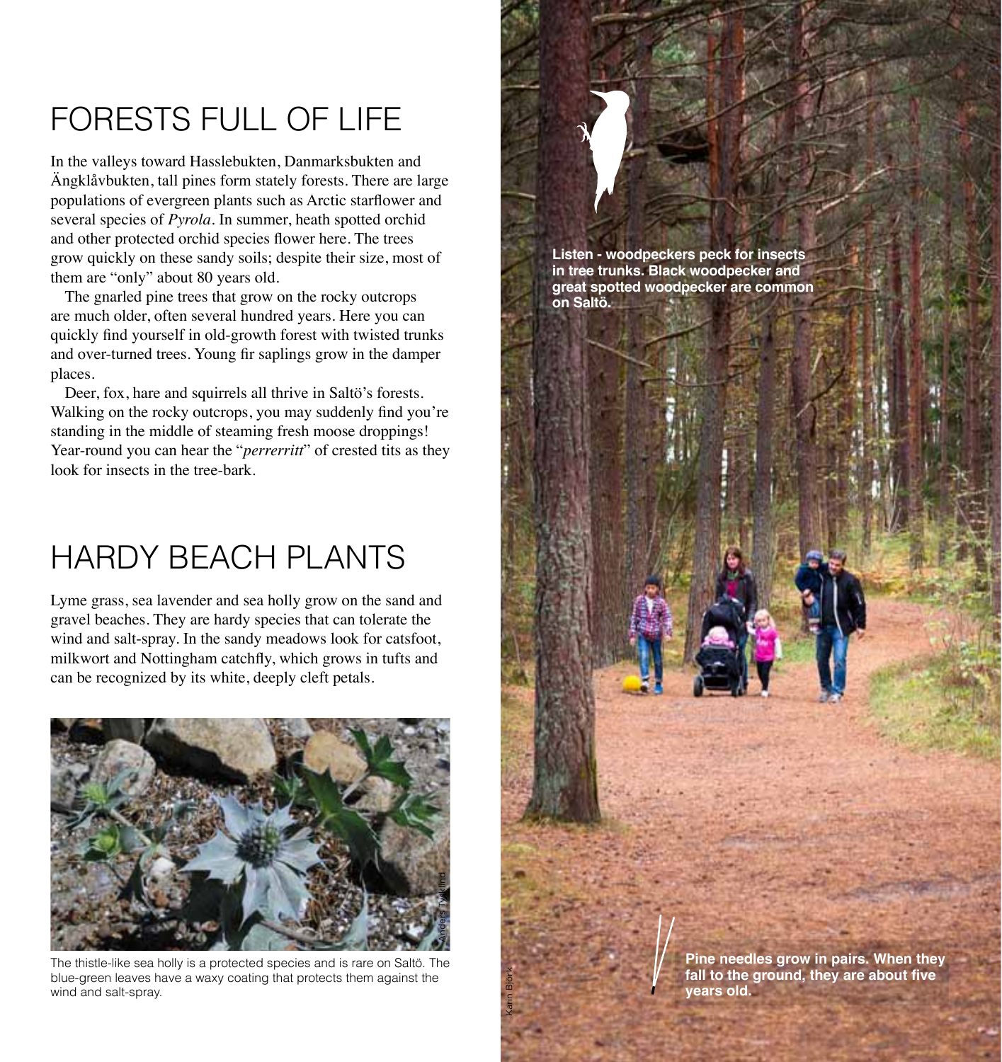# FORESTS FULL OF LIFE

In the valleys toward Hasslebukten, Danmarksbukten and Ängklåvbukten, tall pines form stately forests. There are large populations of evergreen plants such as Arctic starflower and several species of *Pyrola*. In summer, heath spotted orchid and other protected orchid species flower here. The trees grow quickly on these sandy soils; despite their size, most of them are "only" about 80 years old.

The gnarled pine trees that grow on the rocky outcrops are much older, often several hundred years. Here you can quickly find yourself in old-growth forest with twisted trunks and over-turned trees. Young fir saplings grow in the damper places.

Deer, fox, hare and squirrels all thrive in Saltö's forests. Walking on the rocky outcrops, you may suddenly find you're standing in the middle of steaming fresh moose droppings! Year-round you can hear the "*perrerritt*" of crested tits as they look for insects in the tree-bark.

# HARDY BEACH PLANTS

Lyme grass, sea lavender and sea holly grow on the sand and gravel beaches. They are hardy species that can tolerate the wind and salt-spray. In the sandy meadows look for catsfoot, milkwort and Nottingham catchfly, which grows in tufts and can be recognized by its white, deeply cleft petals.

Anders Tysklind

The thistle-like sea holly is a protected species and is rare on Saltö. The blue-green leaves have a waxy coating that protects them against the wind and salt-spray.

**Listen - woodpeckers peck for insects in tree trunks. Black woodpecker and great spotted woodpecker are common on Saltö.**

**Pine needles grow in pairs. When they fall to the ground, they are about five years old.**

Karin Björk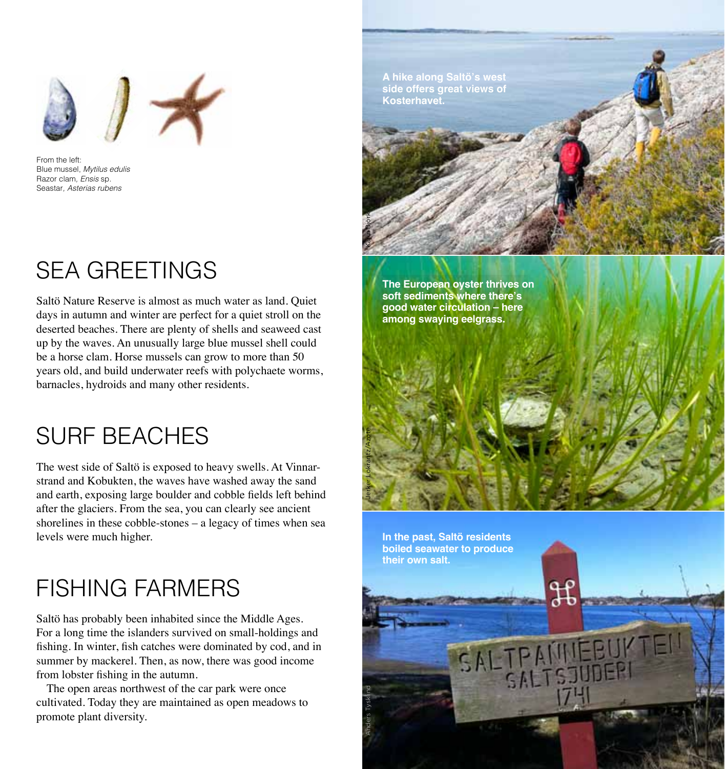From the left:
Blue mussel, *Mytilus edulis*
Razor clam, *Ensis* sp.
Seastar, *Asterias rubens*

## SEA GREETINGS

Saltö Nature Reserve is almost as much water as land. Quiet days in autumn and winter are perfect for a quiet stroll on the deserted beaches. There are plenty of shells and seaweed cast up by the waves. An unusually large blue mussel shell could be a horse clam. Horse mussels can grow to more than 50 years old, and build underwater reefs with polychaete worms, barnacles, hydroids and many other residents.

## SURF BEACHES

The west side of Saltö is exposed to heavy swells. At Vinnarstrand and Kobukten, the waves have washed away the sand and earth, exposing large boulder and cobble fields left behind after the glaciers. From the sea, you can clearly see ancient shorelines in these cobble-stones – a legacy of times when sea levels were much higher.

## FISHING FARMERS

Saltö has probably been inhabited since the Middle Ages. For a long time the islanders survived on small-holdings and fishing. In winter, fish catches were dominated by cod, and in summer by mackerel. Then, as now, there was good income from lobster fishing in the autumn.

The open areas northwest of the car park were once cultivated. Today they are maintained as open meadows to promote plant diversity.

**A hike along Saltö's west side offers great views of Kosterhavet.**

Karin Björk

**The European oyster thrives on soft sediments where there's good water circulation – here among swaying eelgrass.**

Jerker Lokrantz/Azote

**In the past, Saltö residents boiled seawater to produce their own salt.**

Anders Tysklind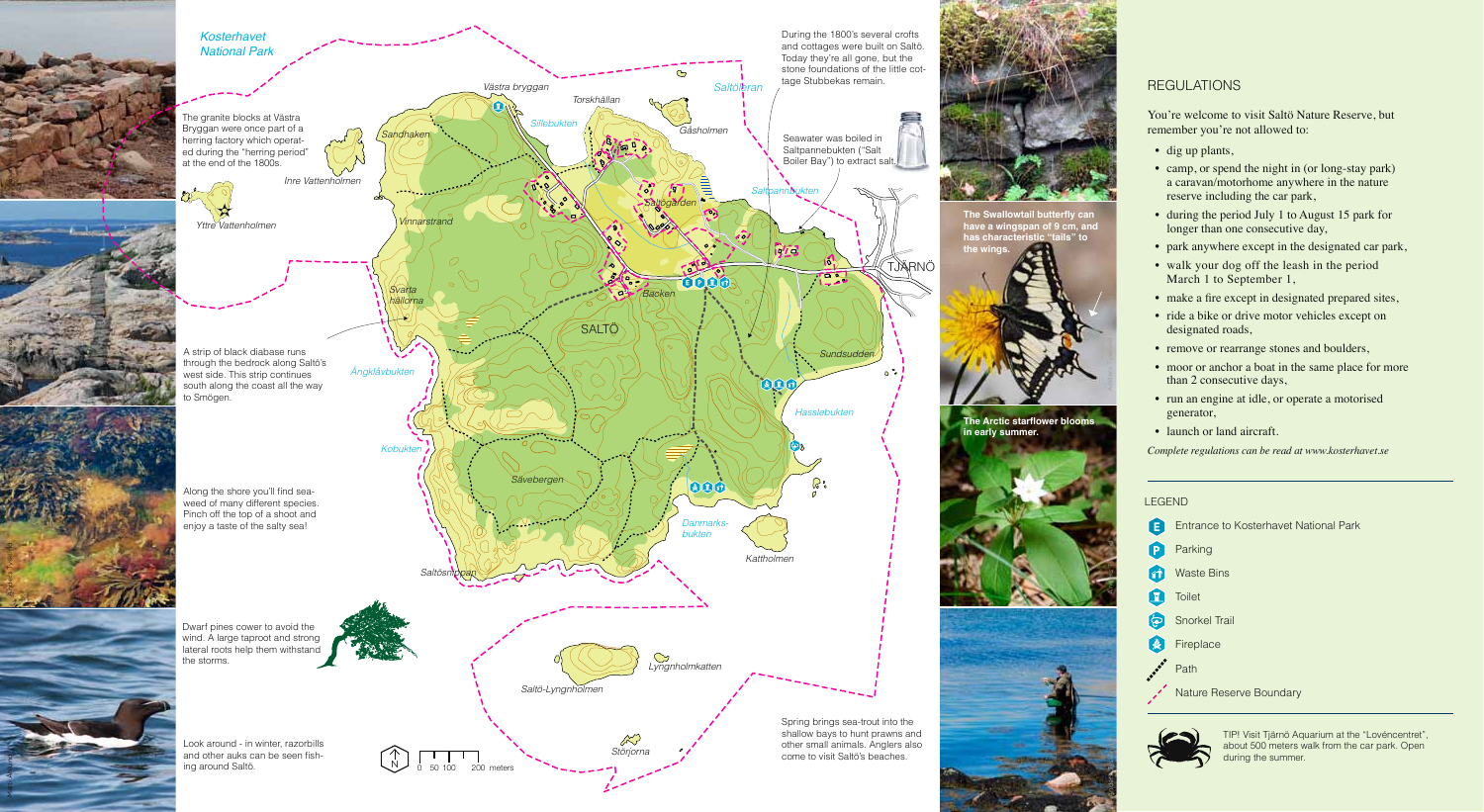*Kosterhavet National Park*

The granite blocks at Västra Bryggan were once part of a herring factory which operated during the "herring period" at the end of the 1800s.

A strip of black diabase runs through the bedrock along Saltö's west side. This strip continues south along the coast all the way to Smögen.

Along the shore you'll find seaweed of many different species. Pinch off the top of a shoot and enjoy a taste of the salty sea!

Dwarf pines cower to avoid the wind. A large taproot and strong lateral roots help them withstand the storms.

Look around - in winter, razorbills and other auks can be seen fishing around Saltö.

During the 1800's several crofts and cottages were built on Saltö. Today they're all gone, but the stone foundations of the little cottage Stubbekas remain.

Seawater was boiled in Saltpannebukten ("Salt Boiler Bay") to extract salt.

Spring brings sea-trout into the shallow bays to hunt prawns and other small animals. Anglers also come to visit Saltö's beaches.

Västra bryggan · Torskhällan · Saltöleran · Sillebukten · Gåsholmen · Sandhaken · Inre Vattenholmen · Yttre Vattenholmen · Saltpannebukten · Saltögården · Vinnarstrand · Svarta hällorna · Backen · TJÄRNÖ · SALTÖ · Ängklåvbukten · Sundsudden · Hasslebukten · Kobukten · Sävebergen · Danmarksbukten · Kattholmen · Saltösnippan · Lyngnholmkatten · Saltö-Lyngnholmen · Störjorna

0 50 100 200 meters

**The Swallowtail butterfly can have a wingspan of 9 cm, and has characteristic "tails" to the wings.**

**The Arctic starflower blooms in early summer.**

## REGULATIONS

You're welcome to visit Saltö Nature Reserve, but remember you're not allowed to:

- dig up plants,
- camp, or spend the night in (or long-stay park) a caravan/motorhome anywhere in the nature reserve including the car park,
- during the period July 1 to August 15 park for longer than one consecutive day,
- park anywhere except in the designated car park,
- walk your dog off the leash in the period March 1 to September 1,
- make a fire except in designated prepared sites,
- ride a bike or drive motor vehicles except on designated roads,
- remove or rearrange stones and boulders,
- moor or anchor a boat in the same place for more than 2 consecutive days,
- run an engine at idle, or operate a motorised generator,
- launch or land aircraft.

*Complete regulations can be read at www.kosterhavet.se*

## LEGEND

- Entrance to Kosterhavet National Park
- Parking
- Waste Bins
- Toilet
- Snorkel Trail
- Fireplace
- Path
- Nature Reserve Boundary

TIP! Visit Tjärnö Aquarium at the "Lovéncentret", about 500 meters walk from the car park. Open during the summer.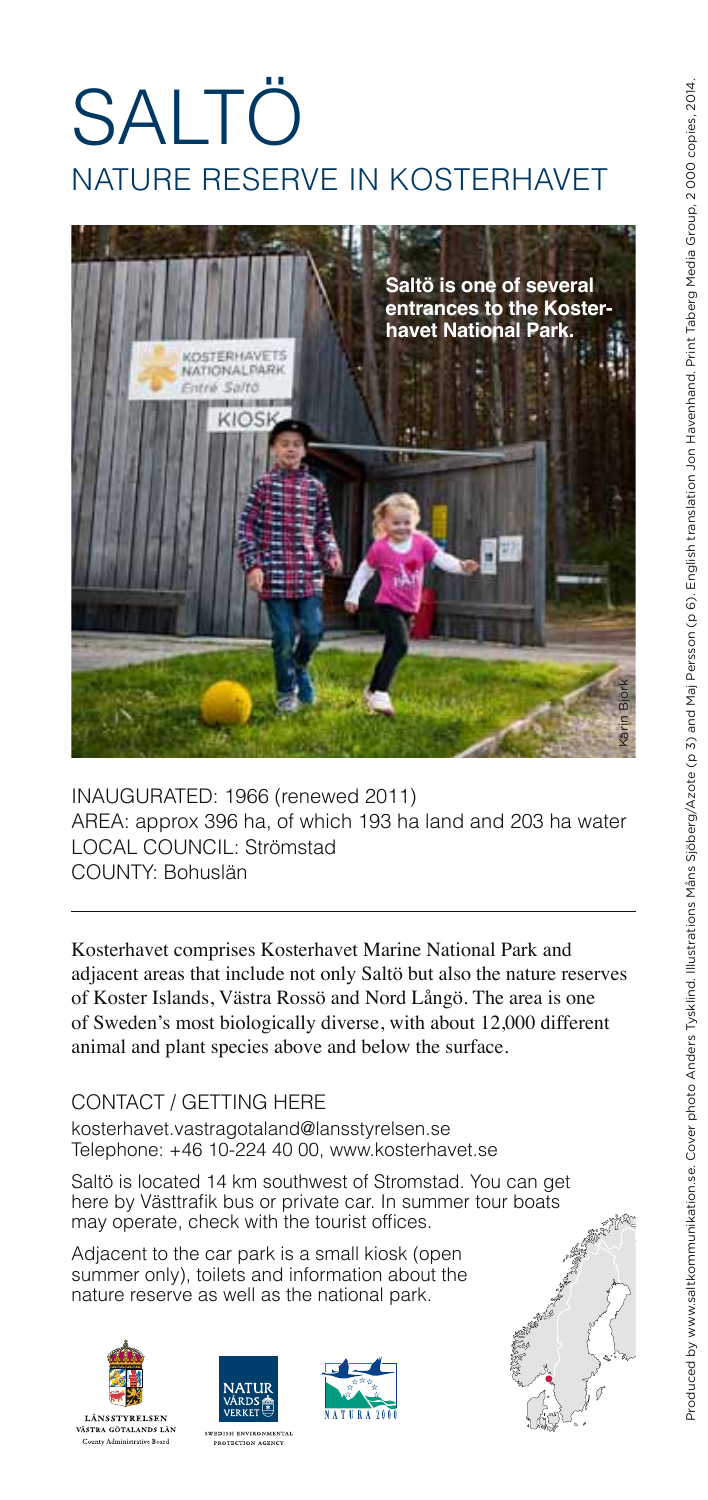# SALTÖ

## NATURE RESERVE IN KOSTERHAVET

**Saltö is one of several entrances to the Kosterhavet National Park.**

Karin Björk

INAUGURATED: 1966 (renewed 2011)
AREA: approx 396 ha, of which 193 ha land and 203 ha water
LOCAL COUNCIL: Strömstad
COUNTY: Bohuslän

Kosterhavet comprises Kosterhavet Marine National Park and adjacent areas that include not only Saltö but also the nature reserves of Koster Islands, Västra Rossö and Nord Långö. The area is one of Sweden's most biologically diverse, with about 12,000 different animal and plant species above and below the surface.

### CONTACT / GETTING HERE

kosterhavet.vastragotaland@lansstyrelsen.se
Telephone: +46 10-224 40 00, www.kosterhavet.se

Saltö is located 14 km southwest of Stromstad. You can get here by Västtrafik bus or private car. In summer tour boats may operate, check with the tourist offices.

Adjacent to the car park is a small kiosk (open summer only), toilets and information about the nature reserve as well as the national park.

LÄNSSTYRELSEN VÄSTRA GÖTALANDS LÄN County Administrative Board

NATURVÅRDSVERKET SWEDISH ENVIRONMENTAL PROTECTION AGENCY

NATURA 2000

Produced by www.saltkommunikation.se. Cover photo Anders Tysklind. Illustrations Måns Sjöberg/Azote (p 3) and Maj Persson (p 6). English translation Jon Havenhand. Print Taberg Media Group, 2 000 copies, 2014.